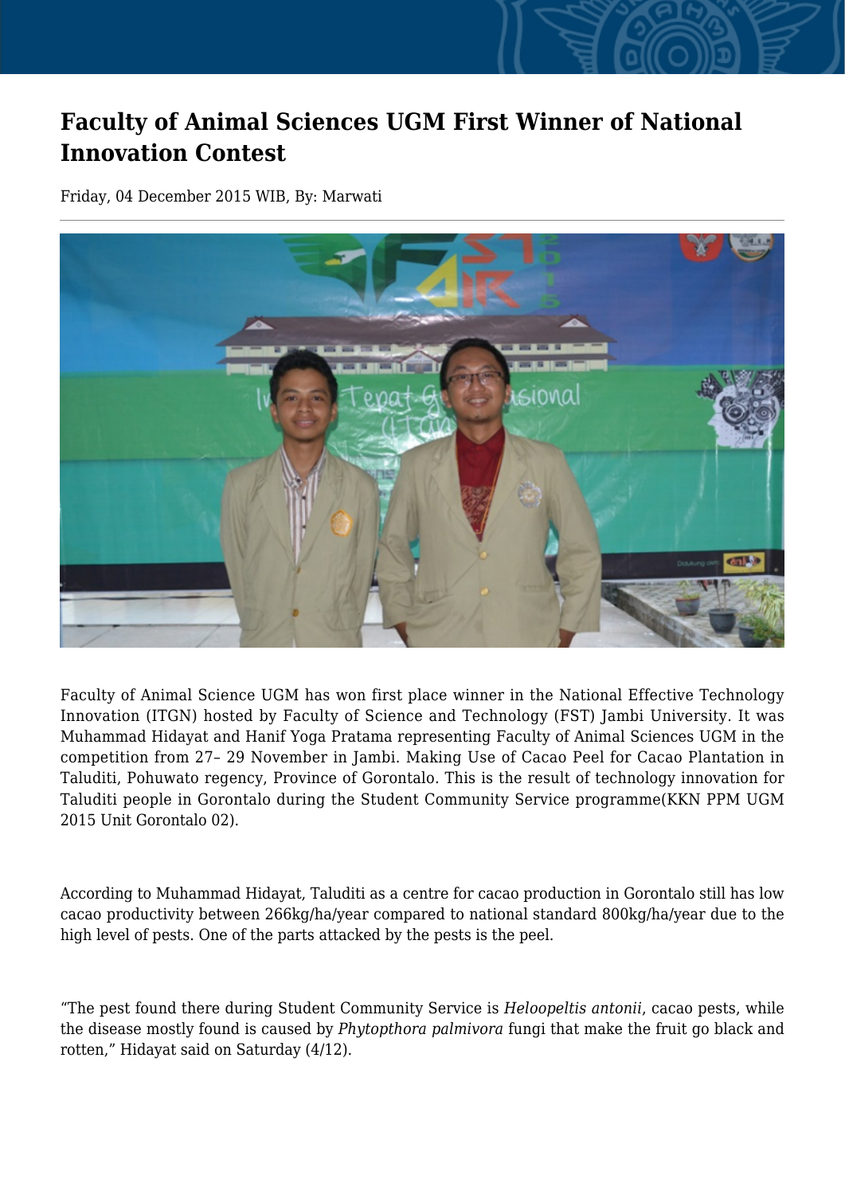# Faculty of Animal Sciences UGM First Winner of National Innovation Contest

Friday, 04 December 2015 WIB, By: Marwati

Faculty of Animal Science UGM has won first place winner in the National Effective Technology Innovation (ITGN) hosted by Faculty of Science and Technology (FST) Jambi University. It was Muhammad Hidayat and Hanif Yoga Pratama representing Faculty of Animal Sciences UGM in the competition from 27– 29 November in Jambi. Making Use of Cacao Peel for Cacao Plantation in Taluditi, Pohuwato regency, Province of Gorontalo. This is the result of technology innovation for Taluditi people in Gorontalo during the Student Community Service programme(KKN PPM UGM 2015 Unit Gorontalo 02).

According to Muhammad Hidayat, Taluditi as a centre for cacao production in Gorontalo still has low cacao productivity between 266kg/ha/year compared to national standard 800kg/ha/year due to the high level of pests. One of the parts attacked by the pests is the peel.

"The pest found there during Student Community Service is *Heloopeltis antonii*, cacao pests, while the disease mostly found is caused by *Phytopthora palmivora* fungi that make the fruit go black and rotten," Hidayat said on Saturday (4/12).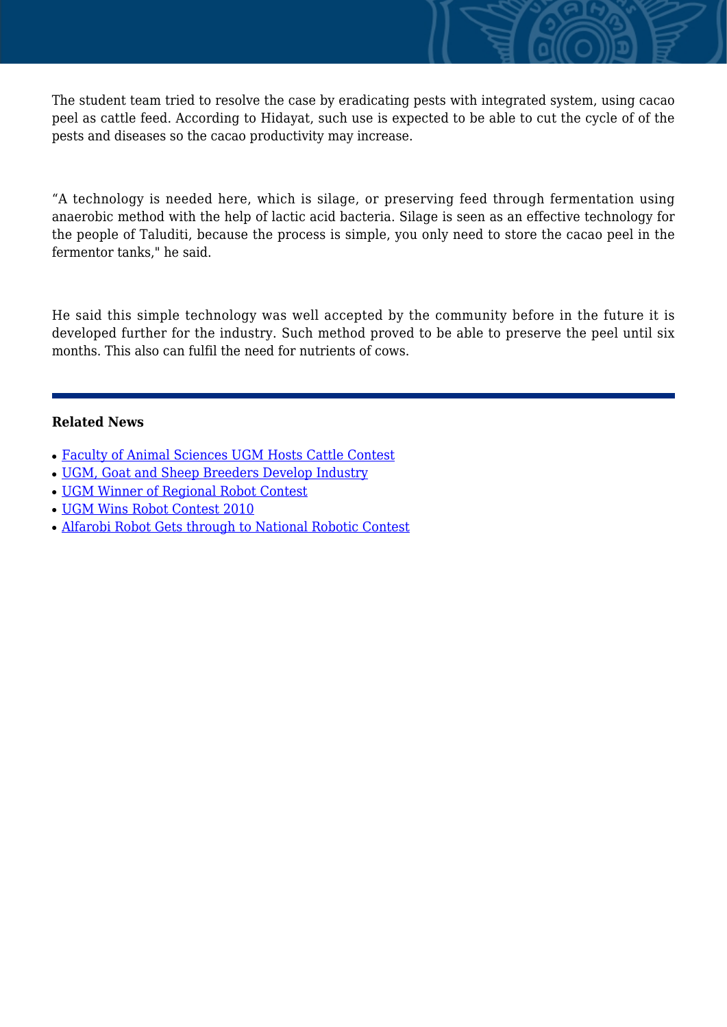The student team tried to resolve the case by eradicating pests with integrated system, using cacao peel as cattle feed. According to Hidayat, such use is expected to be able to cut the cycle of of the pests and diseases so the cacao productivity may increase.

“A technology is needed here, which is silage, or preserving feed through fermentation using anaerobic method with the help of lactic acid bacteria. Silage is seen as an effective technology for the people of Taluditi, because the process is simple, you only need to store the cacao peel in the fermentor tanks," he said.

He said this simple technology was well accepted by the community before in the future it is developed further for the industry. Such method proved to be able to preserve the peel until six months. This also can fulfil the need for nutrients of cows.

---

**Related News**

- Faculty of Animal Sciences UGM Hosts Cattle Contest
- UGM, Goat and Sheep Breeders Develop Industry
- UGM Winner of Regional Robot Contest
- UGM Wins Robot Contest 2010
- Alfarobi Robot Gets through to National Robotic Contest